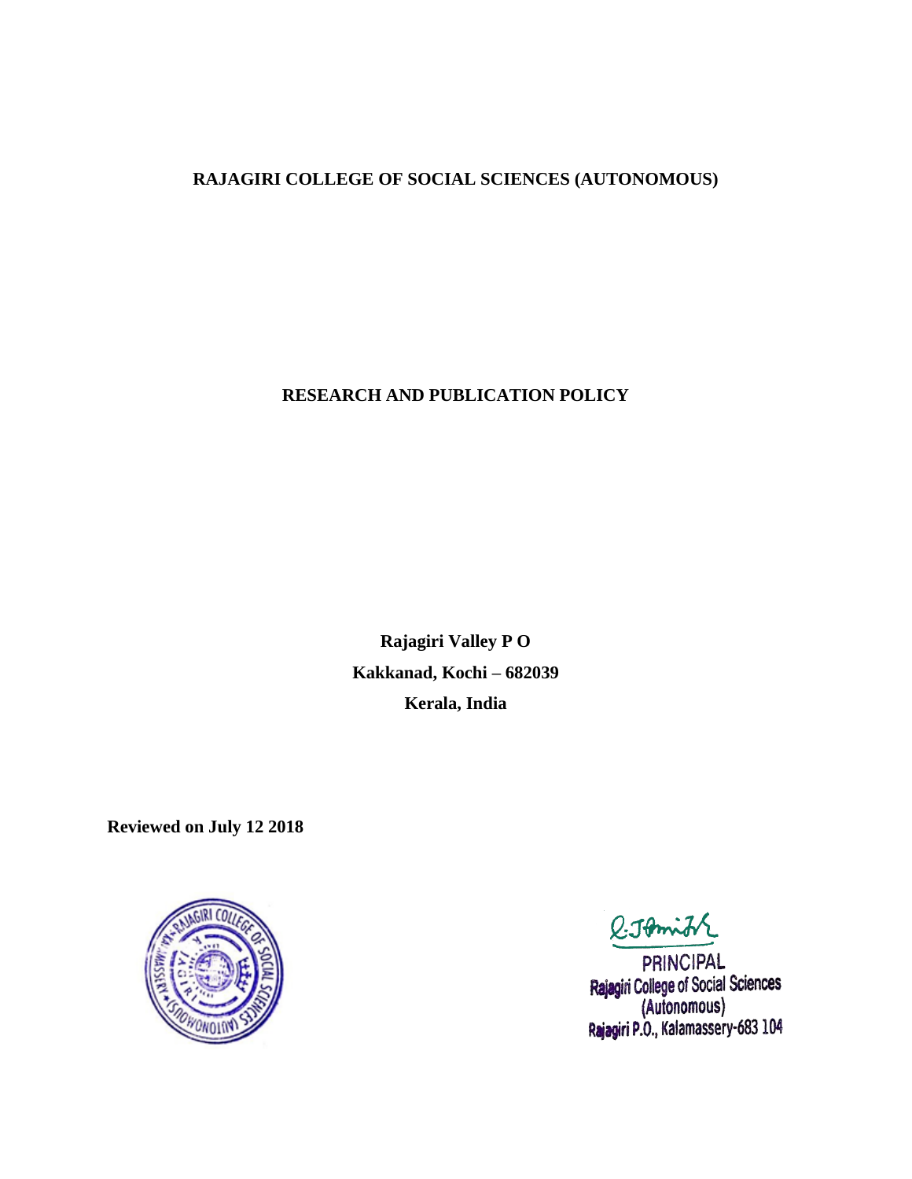**RAJAGIRI COLLEGE OF SOCIAL SCIENCES (AUTONOMOUS)**

# RESEARCH AND PUBLICATION POLICY

**Rajagiri Valley P O**

**Kakkanad, Kochi – 682039**

**Kerala, India**

**Reviewed on July 12 2018**

PRINCIPAL
Rajagiri College of Social Sciences
(Autonomous)
Rajagiri P.O., Kalamassery-683 104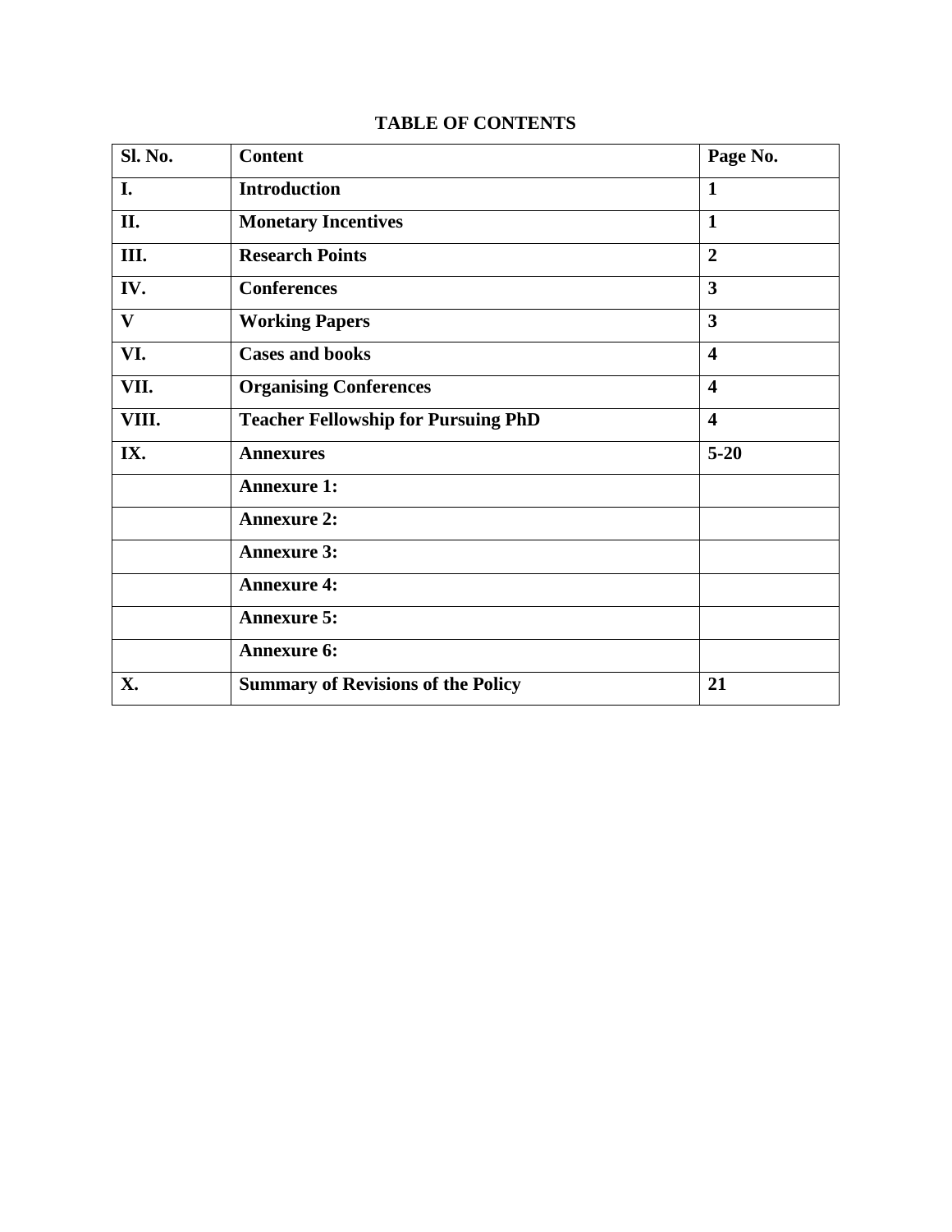# TABLE OF CONTENTS

| Sl. No. | Content | Page No. |
| --- | --- | --- |
| I. | Introduction | 1 |
| II. | Monetary Incentives | 1 |
| III. | Research Points | 2 |
| IV. | Conferences | 3 |
| V | Working Papers | 3 |
| VI. | Cases and books | 4 |
| VII. | Organising Conferences | 4 |
| VIII. | Teacher Fellowship for Pursuing PhD | 4 |
| IX. | Annexures | 5-20 |
| | Annexure 1: | |
| | Annexure 2: | |
| | Annexure 3: | |
| | Annexure 4: | |
| | Annexure 5: | |
| | Annexure 6: | |
| X. | Summary of Revisions of the Policy | 21 |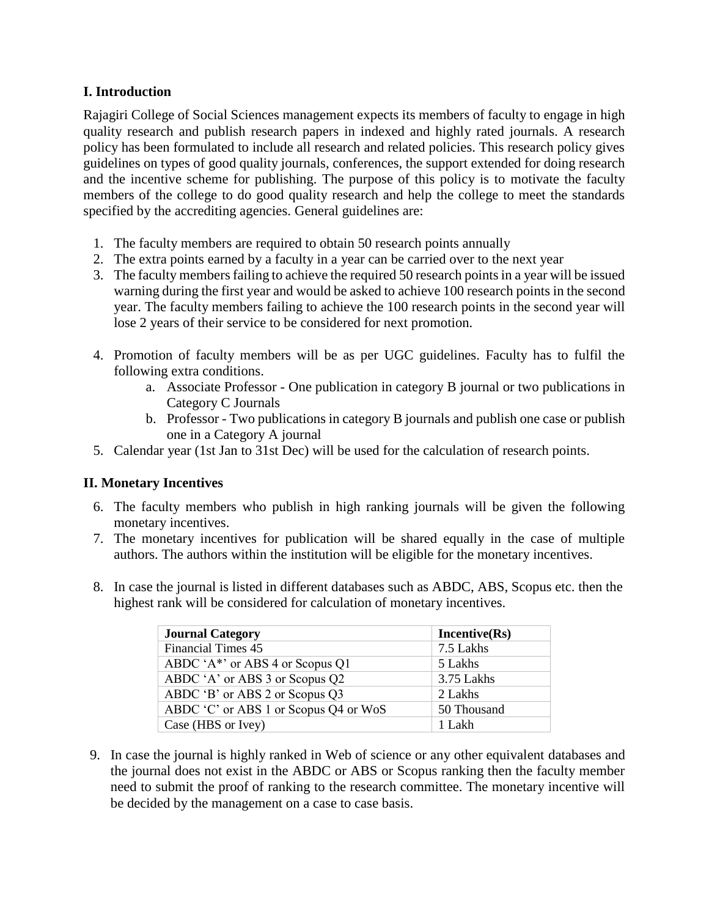## I. Introduction

Rajagiri College of Social Sciences management expects its members of faculty to engage in high quality research and publish research papers in indexed and highly rated journals. A research policy has been formulated to include all research and related policies. This research policy gives guidelines on types of good quality journals, conferences, the support extended for doing research and the incentive scheme for publishing. The purpose of this policy is to motivate the faculty members of the college to do good quality research and help the college to meet the standards specified by the accrediting agencies. General guidelines are:

1. The faculty members are required to obtain 50 research points annually
2. The extra points earned by a faculty in a year can be carried over to the next year
3. The faculty members failing to achieve the required 50 research points in a year will be issued warning during the first year and would be asked to achieve 100 research points in the second year. The faculty members failing to achieve the 100 research points in the second year will lose 2 years of their service to be considered for next promotion.

4. Promotion of faculty members will be as per UGC guidelines. Faculty has to fulfil the following extra conditions.
    a. Associate Professor - One publication in category B journal or two publications in Category C Journals
    b. Professor - Two publications in category B journals and publish one case or publish one in a Category A journal
5. Calendar year (1st Jan to 31st Dec) will be used for the calculation of research points.

## II. Monetary Incentives

6. The faculty members who publish in high ranking journals will be given the following monetary incentives.
7. The monetary incentives for publication will be shared equally in the case of multiple authors. The authors within the institution will be eligible for the monetary incentives.

8. In case the journal is listed in different databases such as ABDC, ABS, Scopus etc. then the highest rank will be considered for calculation of monetary incentives.

| Journal Category | Incentive(Rs) |
|---|---|
| Financial Times 45 | 7.5 Lakhs |
| ABDC 'A*' or ABS 4 or Scopus Q1 | 5 Lakhs |
| ABDC 'A' or ABS 3 or Scopus Q2 | 3.75 Lakhs |
| ABDC 'B' or ABS 2 or Scopus Q3 | 2 Lakhs |
| ABDC 'C' or ABS 1 or Scopus Q4 or WoS | 50 Thousand |
| Case (HBS or Ivey) | 1 Lakh |

9. In case the journal is highly ranked in Web of science or any other equivalent databases and the journal does not exist in the ABDC or ABS or Scopus ranking then the faculty member need to submit the proof of ranking to the research committee. The monetary incentive will be decided by the management on a case to case basis.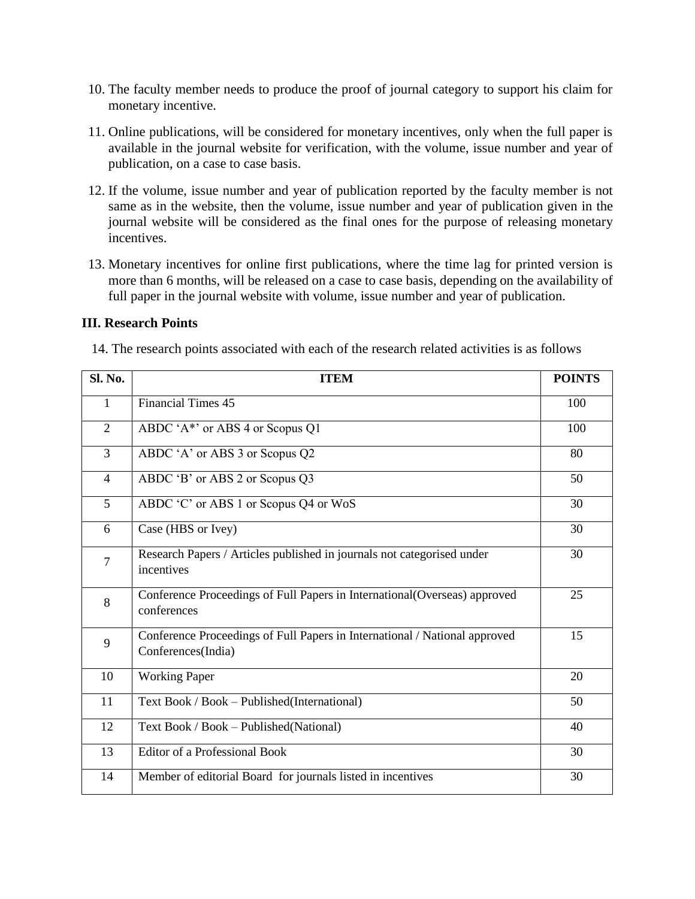10. The faculty member needs to produce the proof of journal category to support his claim for monetary incentive.

11. Online publications, will be considered for monetary incentives, only when the full paper is available in the journal website for verification, with the volume, issue number and year of publication, on a case to case basis.

12. If the volume, issue number and year of publication reported by the faculty member is not same as in the website, then the volume, issue number and year of publication given in the journal website will be considered as the final ones for the purpose of releasing monetary incentives.

13. Monetary incentives for online first publications, where the time lag for printed version is more than 6 months, will be released on a case to case basis, depending on the availability of full paper in the journal website with volume, issue number and year of publication.

### III. Research Points

14. The research points associated with each of the research related activities is as follows

| Sl. No. | ITEM | POINTS |
|---|---|---|
| 1 | Financial Times 45 | 100 |
| 2 | ABDC ‘A*’ or ABS 4 or Scopus Q1 | 100 |
| 3 | ABDC ‘A’ or ABS 3 or Scopus Q2 | 80 |
| 4 | ABDC ‘B’ or ABS 2 or Scopus Q3 | 50 |
| 5 | ABDC ‘C’ or ABS 1 or Scopus Q4 or WoS | 30 |
| 6 | Case (HBS or Ivey) | 30 |
| 7 | Research Papers / Articles published in journals not categorised under incentives | 30 |
| 8 | Conference Proceedings of Full Papers in International(Overseas) approved conferences | 25 |
| 9 | Conference Proceedings of Full Papers in International / National approved Conferences(India) | 15 |
| 10 | Working Paper | 20 |
| 11 | Text Book / Book – Published(International) | 50 |
| 12 | Text Book / Book – Published(National) | 40 |
| 13 | Editor of a Professional Book | 30 |
| 14 | Member of editorial Board for journals listed in incentives | 30 |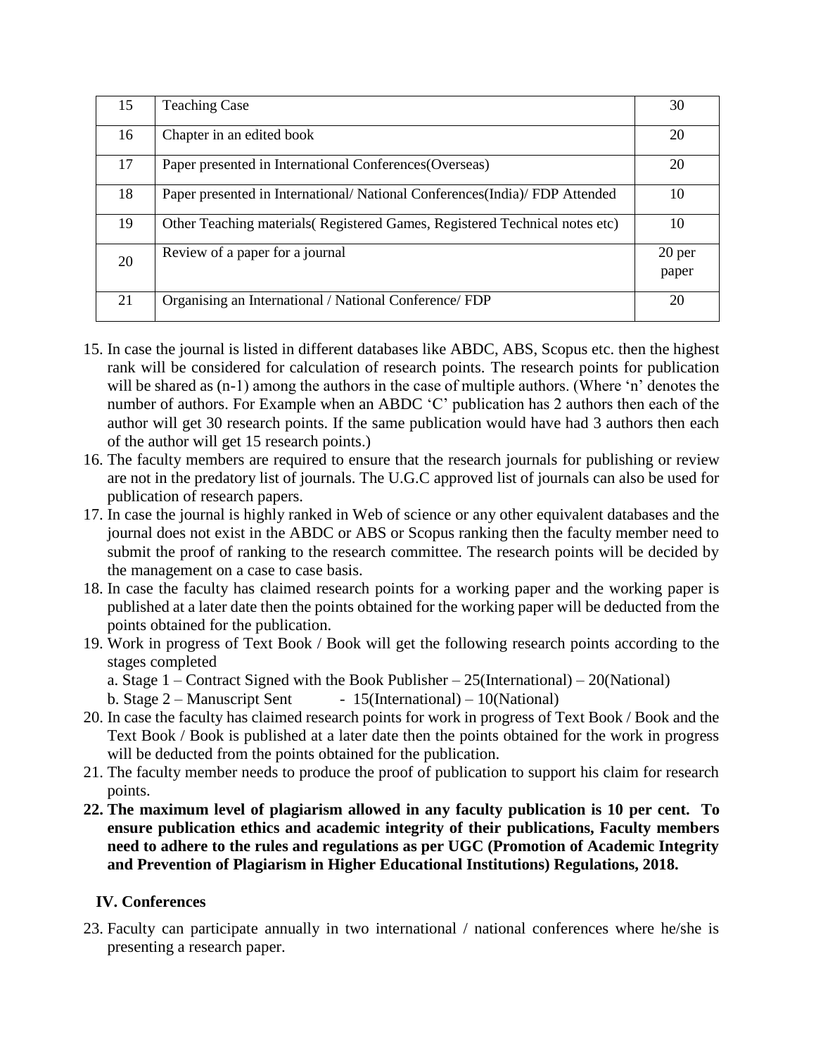| 15 | Teaching Case | 30 |
|---|---|---|
| 16 | Chapter in an edited book | 20 |
| 17 | Paper presented in International Conferences(Overseas) | 20 |
| 18 | Paper presented in International/ National Conferences(India)/ FDP Attended | 10 |
| 19 | Other Teaching materials( Registered Games, Registered Technical notes etc) | 10 |
| 20 | Review of a paper for a journal | 20 per paper |
| 21 | Organising an International / National Conference/ FDP | 20 |

15. In case the journal is listed in different databases like ABDC, ABS, Scopus etc. then the highest rank will be considered for calculation of research points. The research points for publication will be shared as (n-1) among the authors in the case of multiple authors. (Where 'n' denotes the number of authors. For Example when an ABDC 'C' publication has 2 authors then each of the author will get 30 research points. If the same publication would have had 3 authors then each of the author will get 15 research points.)
16. The faculty members are required to ensure that the research journals for publishing or review are not in the predatory list of journals. The U.G.C approved list of journals can also be used for publication of research papers.
17. In case the journal is highly ranked in Web of science or any other equivalent databases and the journal does not exist in the ABDC or ABS or Scopus ranking then the faculty member need to submit the proof of ranking to the research committee. The research points will be decided by the management on a case to case basis.
18. In case the faculty has claimed research points for a working paper and the working paper is published at a later date then the points obtained for the working paper will be deducted from the points obtained for the publication.
19. Work in progress of Text Book / Book will get the following research points according to the stages completed
    a. Stage 1 – Contract Signed with the Book Publisher – 25(International) – 20(National)
    b. Stage 2 – Manuscript Sent - 15(International) – 10(National)
20. In case the faculty has claimed research points for work in progress of Text Book / Book and the Text Book / Book is published at a later date then the points obtained for the work in progress will be deducted from the points obtained for the publication.
21. The faculty member needs to produce the proof of publication to support his claim for research points.
22. **The maximum level of plagiarism allowed in any faculty publication is 10 per cent. To ensure publication ethics and academic integrity of their publications, Faculty members need to adhere to the rules and regulations as per UGC (Promotion of Academic Integrity and Prevention of Plagiarism in Higher Educational Institutions) Regulations, 2018.**

## IV. Conferences

23. Faculty can participate annually in two international / national conferences where he/she is presenting a research paper.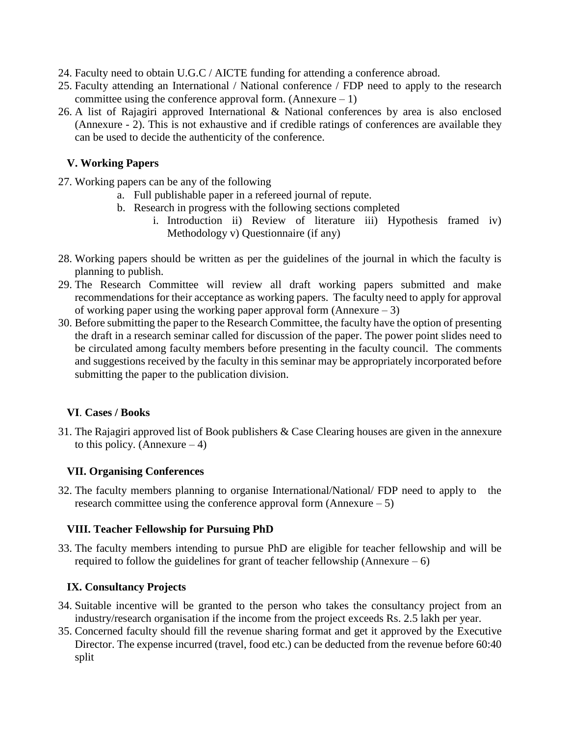24. Faculty need to obtain U.G.C / AICTE funding for attending a conference abroad.
25. Faculty attending an International / National conference / FDP need to apply to the research committee using the conference approval form. (Annexure – 1)
26. A list of Rajagiri approved International & National conferences by area is also enclosed (Annexure - 2). This is not exhaustive and if credible ratings of conferences are available they can be used to decide the authenticity of the conference.

### V. Working Papers

27. Working papers can be any of the following
    a. Full publishable paper in a refereed journal of repute.
    b. Research in progress with the following sections completed
        i. Introduction ii) Review of literature iii) Hypothesis framed iv) Methodology v) Questionnaire (if any)
28. Working papers should be written as per the guidelines of the journal in which the faculty is planning to publish.
29. The Research Committee will review all draft working papers submitted and make recommendations for their acceptance as working papers. The faculty need to apply for approval of working paper using the working paper approval form (Annexure – 3)
30. Before submitting the paper to the Research Committee, the faculty have the option of presenting the draft in a research seminar called for discussion of the paper. The power point slides need to be circulated among faculty members before presenting in the faculty council. The comments and suggestions received by the faculty in this seminar may be appropriately incorporated before submitting the paper to the publication division.

### VI. Cases / Books

31. The Rajagiri approved list of Book publishers & Case Clearing houses are given in the annexure to this policy. (Annexure – 4)

### VII. Organising Conferences

32. The faculty members planning to organise International/National/ FDP need to apply to the research committee using the conference approval form (Annexure – 5)

### VIII. Teacher Fellowship for Pursuing PhD

33. The faculty members intending to pursue PhD are eligible for teacher fellowship and will be required to follow the guidelines for grant of teacher fellowship (Annexure – 6)

### IX. Consultancy Projects

34. Suitable incentive will be granted to the person who takes the consultancy project from an industry/research organisation if the income from the project exceeds Rs. 2.5 lakh per year.
35. Concerned faculty should fill the revenue sharing format and get it approved by the Executive Director. The expense incurred (travel, food etc.) can be deducted from the revenue before 60:40 split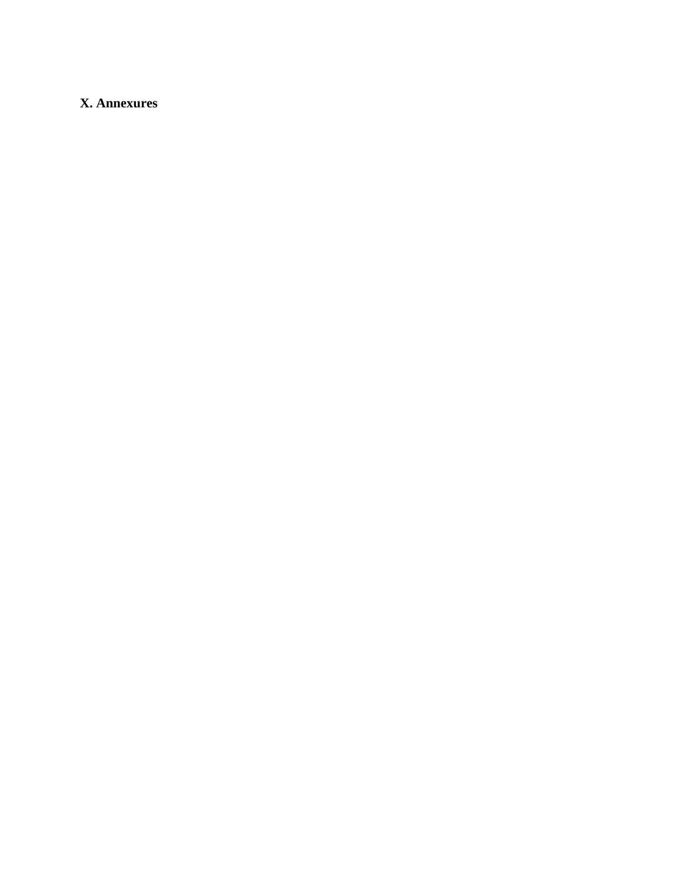## X. Annexures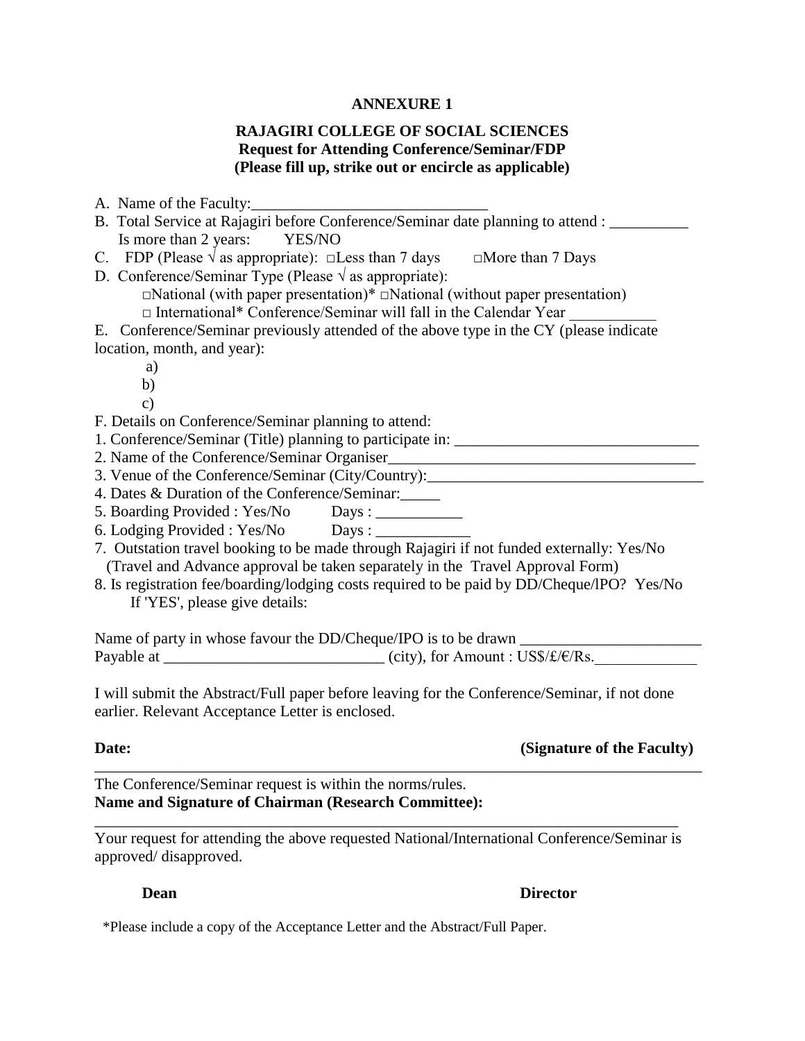**ANNEXURE 1**

**RAJAGIRI COLLEGE OF SOCIAL SCIENCES**
**Request for Attending Conference/Seminar/FDP**
**(Please fill up, strike out or encircle as applicable)**

A. Name of the Faculty:______________________________

B. Total Service at Rajagiri before Conference/Seminar date planning to attend : __________
Is more than 2 years: YES/NO

C. FDP (Please √ as appropriate): □Less than 7 days □More than 7 Days

D. Conference/Seminar Type (Please √ as appropriate):
□National (with paper presentation)* □National (without paper presentation)
□ International* Conference/Seminar will fall in the Calendar Year ___________

E. Conference/Seminar previously attended of the above type in the CY (please indicate location, month, and year):

a)
b)
c)

F. Details on Conference/Seminar planning to attend:

1. Conference/Seminar (Title) planning to participate in: _______________________________
2. Name of the Conference/Seminar Organiser_______________________________________
3. Venue of the Conference/Seminar (City/Country):___________________________________
4. Dates & Duration of the Conference/Seminar:_____
5. Boarding Provided : Yes/No Days : ___________
6. Lodging Provided : Yes/No Days : ____________
7. Outstation travel booking to be made through Rajagiri if not funded externally: Yes/No
(Travel and Advance approval be taken separately in the Travel Approval Form)
8. Is registration fee/boarding/lodging costs required to be paid by DD/Cheque/lPO? Yes/No
If 'YES', please give details:

Name of party in whose favour the DD/Cheque/IPO is to be drawn _______________________
Payable at ____________________________ (city), for Amount : US$/£/€/Rs._____________

I will submit the Abstract/Full paper before leaving for the Conference/Seminar, if not done earlier. Relevant Acceptance Letter is enclosed.

**Date:** **(Signature of the Faculty)**

---

The Conference/Seminar request is within the norms/rules.
**Name and Signature of Chairman (Research Committee):**

---

Your request for attending the above requested National/International Conference/Seminar is approved/ disapproved.

**Dean** **Director**

*Please include a copy of the Acceptance Letter and the Abstract/Full Paper.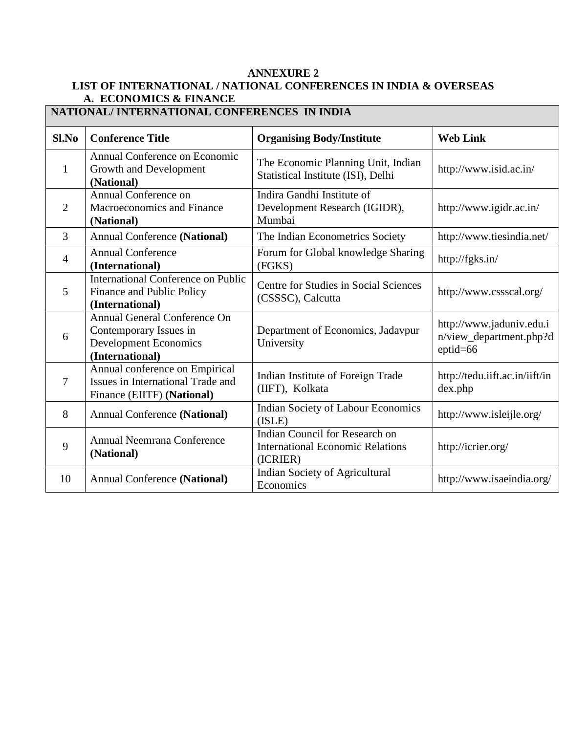# ANNEXURE 2

## LIST OF INTERNATIONAL / NATIONAL CONFERENCES IN INDIA & OVERSEAS

### A. ECONOMICS & FINANCE

| NATIONAL/ INTERNATIONAL CONFERENCES IN INDIA | | | |
|---|---|---|---|
| **Sl.No** | **Conference Title** | **Organising Body/Institute** | **Web Link** |
| 1 | Annual Conference on Economic Growth and Development **(National)** | The Economic Planning Unit, Indian Statistical Institute (ISI), Delhi | http://www.isid.ac.in/ |
| 2 | Annual Conference on Macroeconomics and Finance **(National)** | Indira Gandhi Institute of Development Research (IGIDR), Mumbai | http://www.igidr.ac.in/ |
| 3 | Annual Conference **(National)** | The Indian Econometrics Society | http://www.tiesindia.net/ |
| 4 | Annual Conference **(International)** | Forum for Global knowledge Sharing (FGKS) | http://fgks.in/ |
| 5 | International Conference on Public Finance and Public Policy **(International)** | Centre for Studies in Social Sciences (CSSSC), Calcutta | http://www.cssscal.org/ |
| 6 | Annual General Conference On Contemporary Issues in Development Economics **(International)** | Department of Economics, Jadavpur University | http://www.jaduniv.edu.in/view_department.php?deptid=66 |
| 7 | Annual conference on Empirical Issues in International Trade and Finance (EIITF) **(National)** | Indian Institute of Foreign Trade (IIFT), Kolkata | http://tedu.iift.ac.in/iift/index.php |
| 8 | Annual Conference **(National)** | Indian Society of Labour Economics (ISLE) | http://www.isleijle.org/ |
| 9 | Annual Neemrana Conference **(National)** | Indian Council for Research on International Economic Relations (ICRIER) | http://icrier.org/ |
| 10 | Annual Conference **(National)** | Indian Society of Agricultural Economics | http://www.isaeindia.org/ |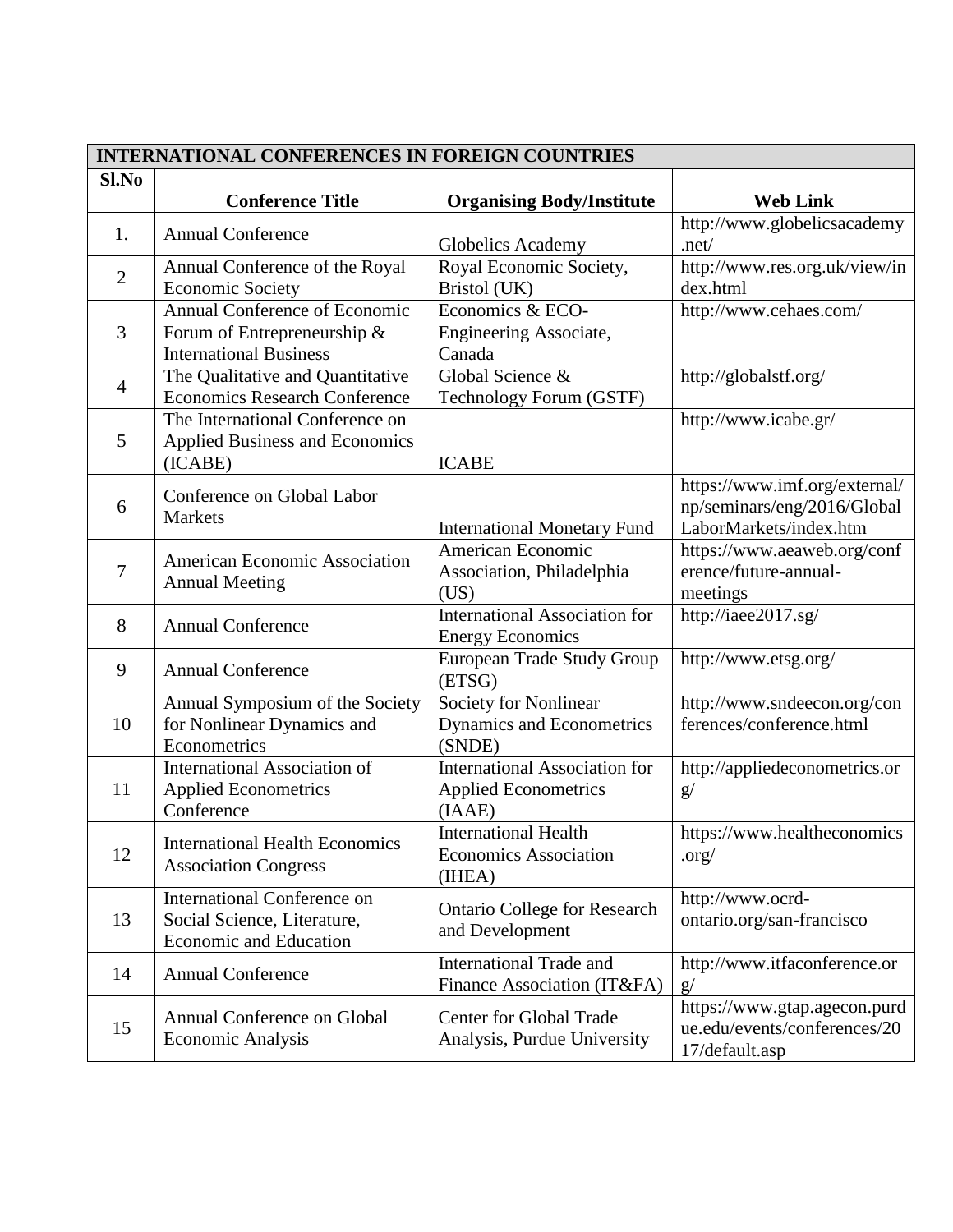| INTERNATIONAL CONFERENCES IN FOREIGN COUNTRIES | | | |
|---|---|---|---|
| **Sl.No** | **Conference Title** | **Organising Body/Institute** | **Web Link** |
| 1. | Annual Conference | Globelics Academy | http://www.globelicsacademy.net/ |
| 2 | Annual Conference of the Royal Economic Society | Royal Economic Society, Bristol (UK) | http://www.res.org.uk/view/index.html |
| 3 | Annual Conference of Economic Forum of Entrepreneurship & International Business | Economics & ECO-Engineering Associate, Canada | http://www.cehaes.com/ |
| 4 | The Qualitative and Quantitative Economics Research Conference | Global Science & Technology Forum (GSTF) | http://globalstf.org/ |
| 5 | The International Conference on Applied Business and Economics (ICABE) | ICABE | http://www.icabe.gr/ |
| 6 | Conference on Global Labor Markets | International Monetary Fund | https://www.imf.org/external/np/seminars/eng/2016/GlobalLaborMarkets/index.htm |
| 7 | American Economic Association Annual Meeting | American Economic Association, Philadelphia (US) | https://www.aeaweb.org/conference/future-annual-meetings |
| 8 | Annual Conference | International Association for Energy Economics | http://iaee2017.sg/ |
| 9 | Annual Conference | European Trade Study Group (ETSG) | http://www.etsg.org/ |
| 10 | Annual Symposium of the Society for Nonlinear Dynamics and Econometrics | Society for Nonlinear Dynamics and Econometrics (SNDE) | http://www.sndeecon.org/conferences/conference.html |
| 11 | International Association of Applied Econometrics Conference | International Association for Applied Econometrics (IAAE) | http://appliedeconometrics.org/ |
| 12 | International Health Economics Association Congress | International Health Economics Association (IHEA) | https://www.healtheconomics.org/ |
| 13 | International Conference on Social Science, Literature, Economic and Education | Ontario College for Research and Development | http://www.ocrd-ontario.org/san-francisco |
| 14 | Annual Conference | International Trade and Finance Association (IT&FA) | http://www.itfaconference.org/ |
| 15 | Annual Conference on Global Economic Analysis | Center for Global Trade Analysis, Purdue University | https://www.gtap.agecon.purdue.edu/events/conferences/2017/default.asp |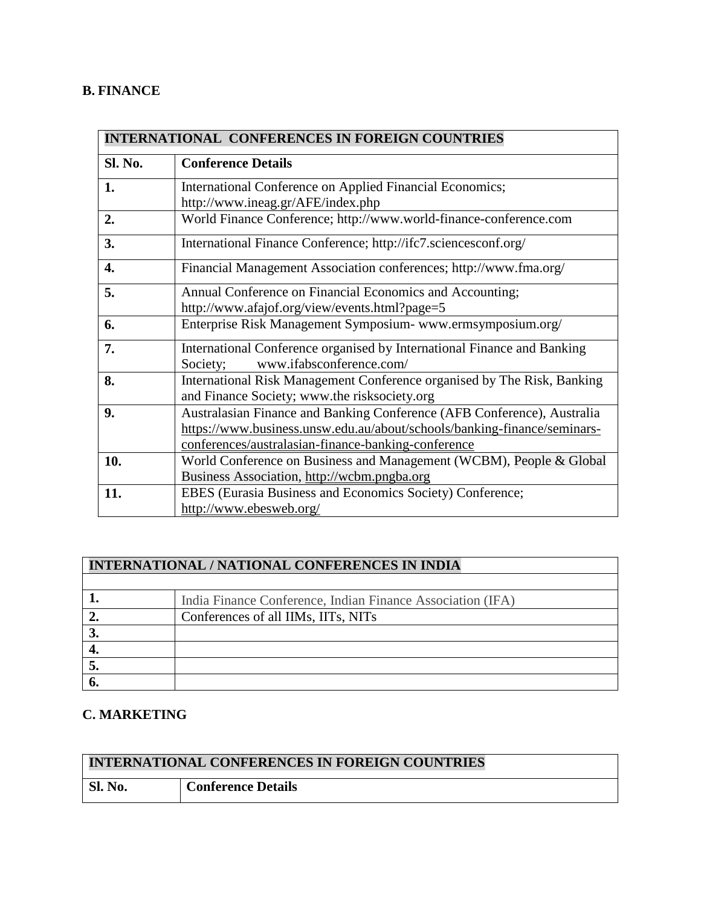## B. FINANCE

| INTERNATIONAL CONFERENCES IN FOREIGN COUNTRIES | |
|---|---|
| **Sl. No.** | **Conference Details** |
| **1.** | International Conference on Applied Financial Economics; http://www.ineag.gr/AFE/index.php |
| **2.** | World Finance Conference; http://www.world-finance-conference.com |
| **3.** | International Finance Conference; http://ifc7.sciencesconf.org/ |
| **4.** | Financial Management Association conferences; http://www.fma.org/ |
| **5.** | Annual Conference on Financial Economics and Accounting; http://www.afajof.org/view/events.html?page=5 |
| **6.** | Enterprise Risk Management Symposium- www.ermsymposium.org/ |
| **7.** | International Conference organised by International Finance and Banking Society; www.ifabsconference.com/ |
| **8.** | International Risk Management Conference organised by The Risk, Banking and Finance Society; www.the risksociety.org |
| **9.** | Australasian Finance and Banking Conference (AFB Conference), Australia https://www.business.unsw.edu.au/about/schools/banking-finance/seminars-conferences/australasian-finance-banking-conference |
| **10.** | World Conference on Business and Management (WCBM), People & Global Business Association, http://wcbm.pngba.org |
| **11.** | EBES (Eurasia Business and Economics Society) Conference; http://www.ebesweb.org/ |

| INTERNATIONAL / NATIONAL CONFERENCES IN INDIA | |
|---|---|
| | |
| **1.** | India Finance Conference, Indian Finance Association (IFA) |
| **2.** | Conferences of all IIMs, IITs, NITs |
| **3.** | |
| **4.** | |
| **5.** | |
| **6.** | |

## C. MARKETING

| INTERNATIONAL CONFERENCES IN FOREIGN COUNTRIES | |
|---|---|
| **Sl. No.** | **Conference Details** |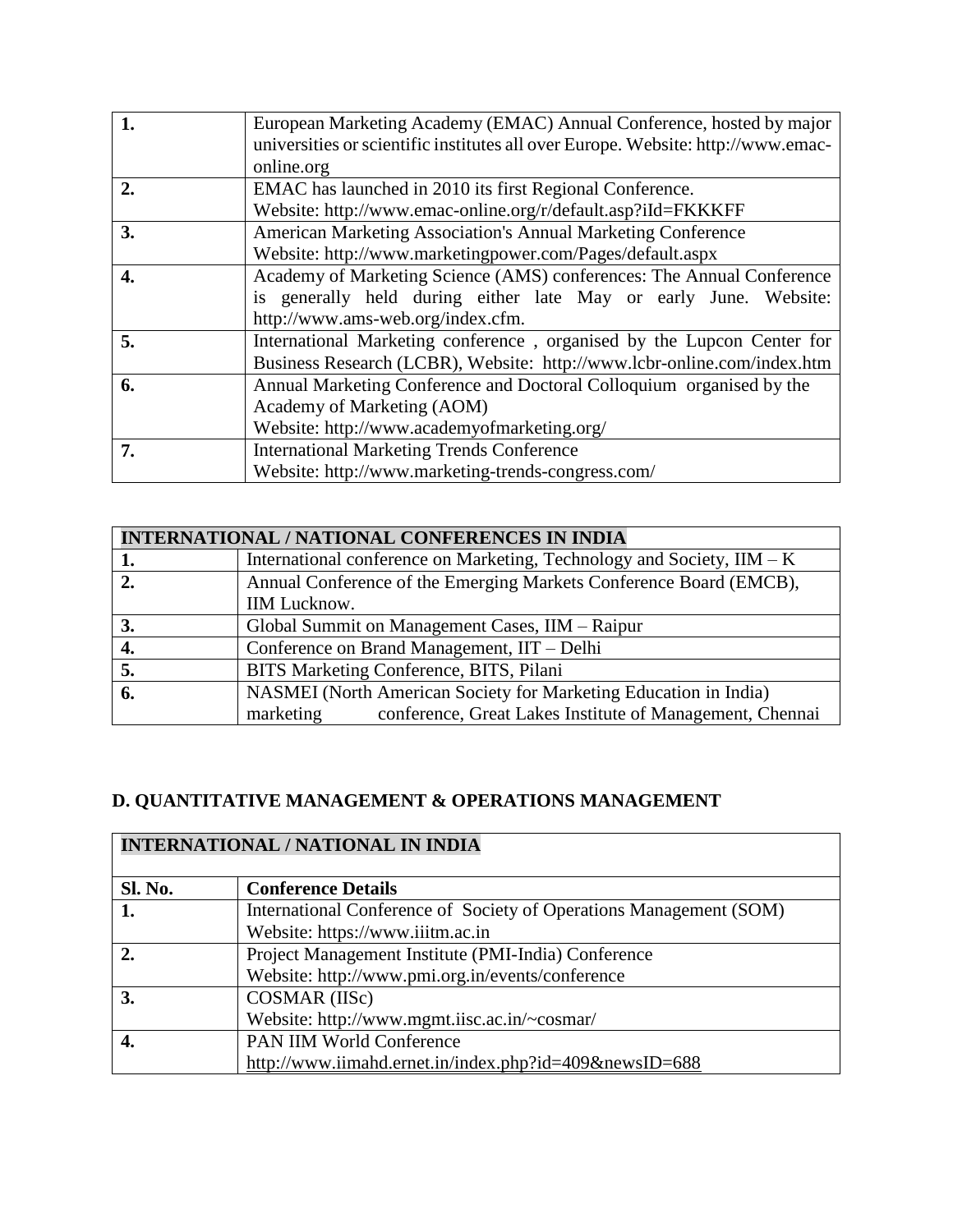| | |
|---|---|
| **1.** | European Marketing Academy (EMAC) Annual Conference, hosted by major universities or scientific institutes all over Europe. Website: http://www.emac-online.org |
| **2.** | EMAC has launched in 2010 its first Regional Conference. Website: http://www.emac-online.org/r/default.asp?iId=FKKKFF |
| **3.** | American Marketing Association's Annual Marketing Conference Website: http://www.marketingpower.com/Pages/default.aspx |
| **4.** | Academy of Marketing Science (AMS) conferences: The Annual Conference is generally held during either late May or early June. Website: http://www.ams-web.org/index.cfm. |
| **5.** | International Marketing conference , organised by the Lupcon Center for Business Research (LCBR), Website: http://www.lcbr-online.com/index.htm |
| **6.** | Annual Marketing Conference and Doctoral Colloquium organised by the Academy of Marketing (AOM) Website: http://www.academyofmarketing.org/ |
| **7.** | International Marketing Trends Conference Website: http://www.marketing-trends-congress.com/ |

| **INTERNATIONAL / NATIONAL CONFERENCES IN INDIA** | |
|---|---|
| **1.** | International conference on Marketing, Technology and Society, IIM – K |
| **2.** | Annual Conference of the Emerging Markets Conference Board (EMCB), IIM Lucknow. |
| **3.** | Global Summit on Management Cases, IIM – Raipur |
| **4.** | Conference on Brand Management, IIT – Delhi |
| **5.** | BITS Marketing Conference, BITS, Pilani |
| **6.** | NASMEI (North American Society for Marketing Education in India) marketing conference, Great Lakes Institute of Management, Chennai |

## D. QUANTITATIVE MANAGEMENT & OPERATIONS MANAGEMENT

| **INTERNATIONAL / NATIONAL IN INDIA** | |
|---|---|
| **Sl. No.** | **Conference Details** |
| **1.** | International Conference of Society of Operations Management (SOM) Website: https://www.iiitm.ac.in |
| **2.** | Project Management Institute (PMI-India) Conference Website: http://www.pmi.org.in/events/conference |
| **3.** | COSMAR (IISc) Website: http://www.mgmt.iisc.ac.in/~cosmar/ |
| **4.** | PAN IIM World Conference http://www.iimahd.ernet.in/index.php?id=409&newsID=688 |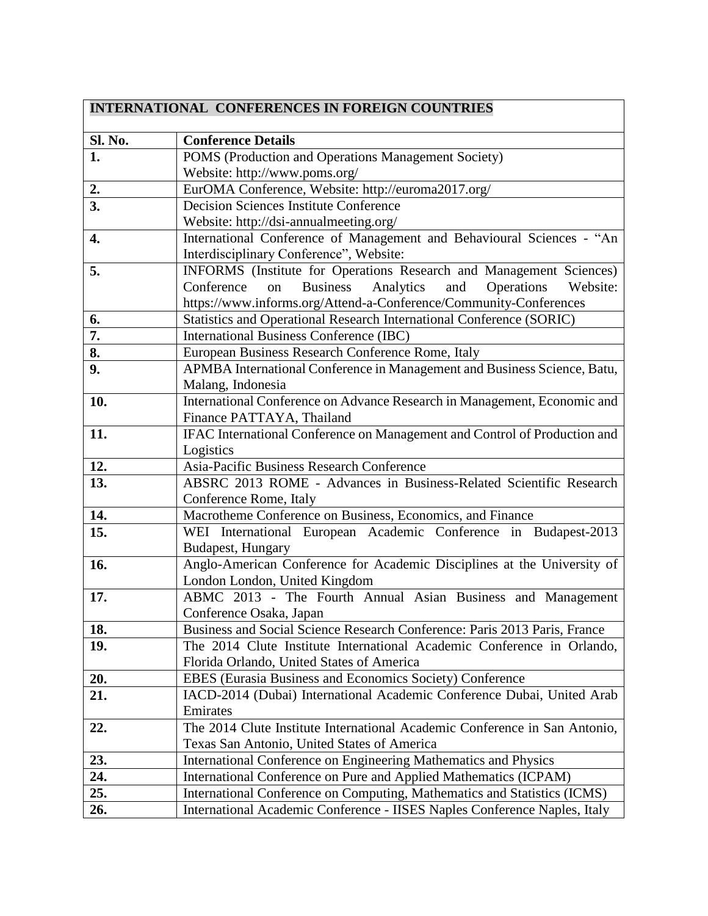| **INTERNATIONAL CONFERENCES IN FOREIGN COUNTRIES** | |
|---|---|
| **Sl. No.** | **Conference Details** |
| **1.** | POMS (Production and Operations Management Society) Website: http://www.poms.org/ |
| **2.** | EurOMA Conference, Website: http://euroma2017.org/ |
| **3.** | Decision Sciences Institute Conference Website: http://dsi-annualmeeting.org/ |
| **4.** | International Conference of Management and Behavioural Sciences - "An Interdisciplinary Conference", Website: |
| **5.** | INFORMS (Institute for Operations Research and Management Sciences) Conference on Business Analytics and Operations Website: https://www.informs.org/Attend-a-Conference/Community-Conferences |
| **6.** | Statistics and Operational Research International Conference (SORIC) |
| **7.** | International Business Conference (IBC) |
| **8.** | European Business Research Conference Rome, Italy |
| **9.** | APMBA International Conference in Management and Business Science, Batu, Malang, Indonesia |
| **10.** | International Conference on Advance Research in Management, Economic and Finance PATTAYA, Thailand |
| **11.** | IFAC International Conference on Management and Control of Production and Logistics |
| **12.** | Asia-Pacific Business Research Conference |
| **13.** | ABSRC 2013 ROME - Advances in Business-Related Scientific Research Conference Rome, Italy |
| **14.** | Macrotheme Conference on Business, Economics, and Finance |
| **15.** | WEI International European Academic Conference in Budapest-2013 Budapest, Hungary |
| **16.** | Anglo-American Conference for Academic Disciplines at the University of London London, United Kingdom |
| **17.** | ABMC 2013 - The Fourth Annual Asian Business and Management Conference Osaka, Japan |
| **18.** | Business and Social Science Research Conference: Paris 2013 Paris, France |
| **19.** | The 2014 Clute Institute International Academic Conference in Orlando, Florida Orlando, United States of America |
| **20.** | EBES (Eurasia Business and Economics Society) Conference |
| **21.** | IACD-2014 (Dubai) International Academic Conference Dubai, United Arab Emirates |
| **22.** | The 2014 Clute Institute International Academic Conference in San Antonio, Texas San Antonio, United States of America |
| **23.** | International Conference on Engineering Mathematics and Physics |
| **24.** | International Conference on Pure and Applied Mathematics (ICPAM) |
| **25.** | International Conference on Computing, Mathematics and Statistics (ICMS) |
| **26.** | International Academic Conference - IISES Naples Conference Naples, Italy |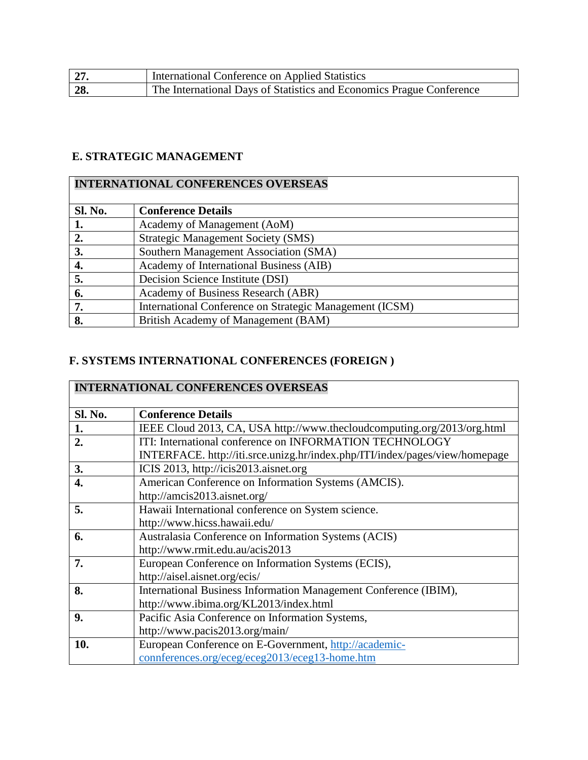| 27. | International Conference on Applied Statistics |
|---|---|
| 28. | The International Days of Statistics and Economics Prague Conference |

## E. STRATEGIC MANAGEMENT

| INTERNATIONAL CONFERENCES OVERSEAS | |
|---|---|
| **Sl. No.** | **Conference Details** |
| **1.** | Academy of Management (AoM) |
| **2.** | Strategic Management Society (SMS) |
| **3.** | Southern Management Association (SMA) |
| **4.** | Academy of International Business (AIB) |
| **5.** | Decision Science Institute (DSI) |
| **6.** | Academy of Business Research (ABR) |
| **7.** | International Conference on Strategic Management (ICSM) |
| **8.** | British Academy of Management (BAM) |

## F. SYSTEMS INTERNATIONAL CONFERENCES (FOREIGN )

| INTERNATIONAL CONFERENCES OVERSEAS | |
|---|---|
| **Sl. No.** | **Conference Details** |
| **1.** | IEEE Cloud 2013, CA, USA http://www.thecloudcomputing.org/2013/org.html |
| **2.** | ITI: International conference on INFORMATION TECHNOLOGY INTERFACE. http://iti.srce.unizg.hr/index.php/ITI/index/pages/view/homepage |
| **3.** | ICIS 2013, http://icis2013.aisnet.org |
| **4.** | American Conference on Information Systems (AMCIS). http://amcis2013.aisnet.org/ |
| **5.** | Hawaii International conference on System science. http://www.hicss.hawaii.edu/ |
| **6.** | Australasia Conference on Information Systems (ACIS) http://www.rmit.edu.au/acis2013 |
| **7.** | European Conference on Information Systems (ECIS), http://aisel.aisnet.org/ecis/ |
| **8.** | International Business Information Management Conference (IBIM), http://www.ibima.org/KL2013/index.html |
| **9.** | Pacific Asia Conference on Information Systems, http://www.pacis2013.org/main/ |
| **10.** | European Conference on E-Government, http://academic-connferences.org/eceg/eceg2013/eceg13-home.htm |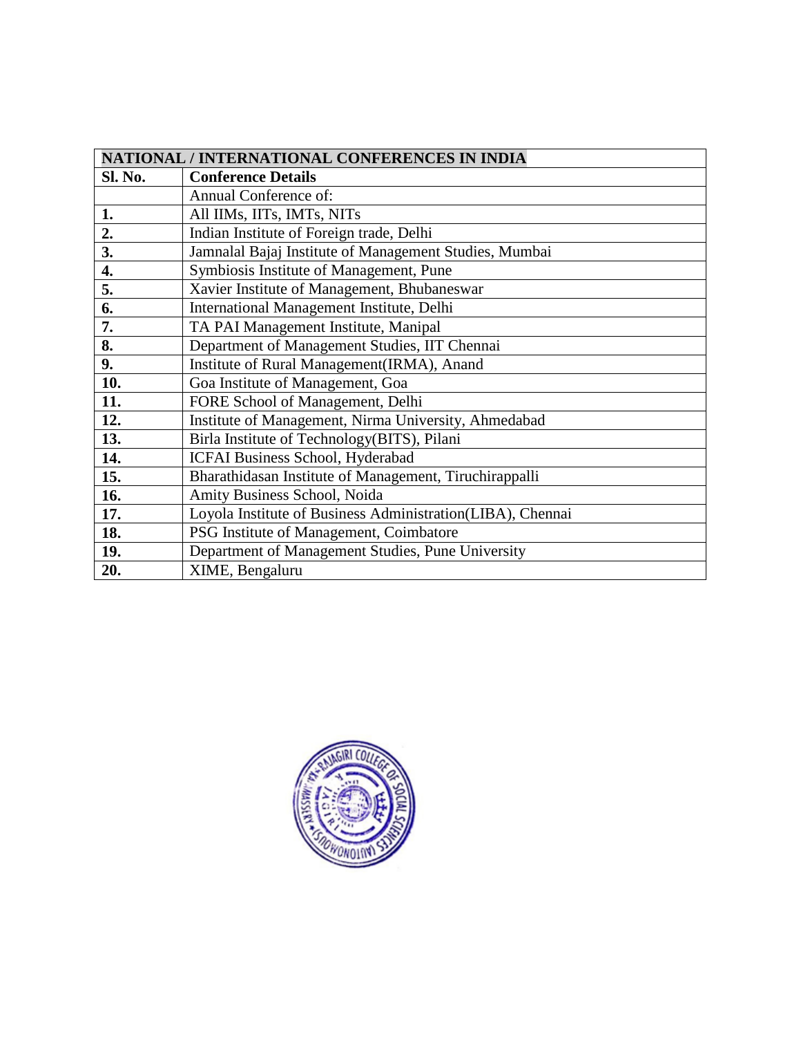| NATIONAL / INTERNATIONAL CONFERENCES IN INDIA | |
|---|---|
| **Sl. No.** | **Conference Details** |
| | Annual Conference of: |
| **1.** | All IIMs, IITs, IMTs, NITs |
| **2.** | Indian Institute of Foreign trade, Delhi |
| **3.** | Jamnalal Bajaj Institute of Management Studies, Mumbai |
| **4.** | Symbiosis Institute of Management, Pune |
| **5.** | Xavier Institute of Management, Bhubaneswar |
| **6.** | International Management Institute, Delhi |
| **7.** | TA PAI Management Institute, Manipal |
| **8.** | Department of Management Studies, IIT Chennai |
| **9.** | Institute of Rural Management(IRMA), Anand |
| **10.** | Goa Institute of Management, Goa |
| **11.** | FORE School of Management, Delhi |
| **12.** | Institute of Management, Nirma University, Ahmedabad |
| **13.** | Birla Institute of Technology(BITS), Pilani |
| **14.** | ICFAI Business School, Hyderabad |
| **15.** | Bharathidasan Institute of Management, Tiruchirappalli |
| **16.** | Amity Business School, Noida |
| **17.** | Loyola Institute of Business Administration(LIBA), Chennai |
| **18.** | PSG Institute of Management, Coimbatore |
| **19.** | Department of Management Studies, Pune University |
| **20.** | XIME, Bengaluru |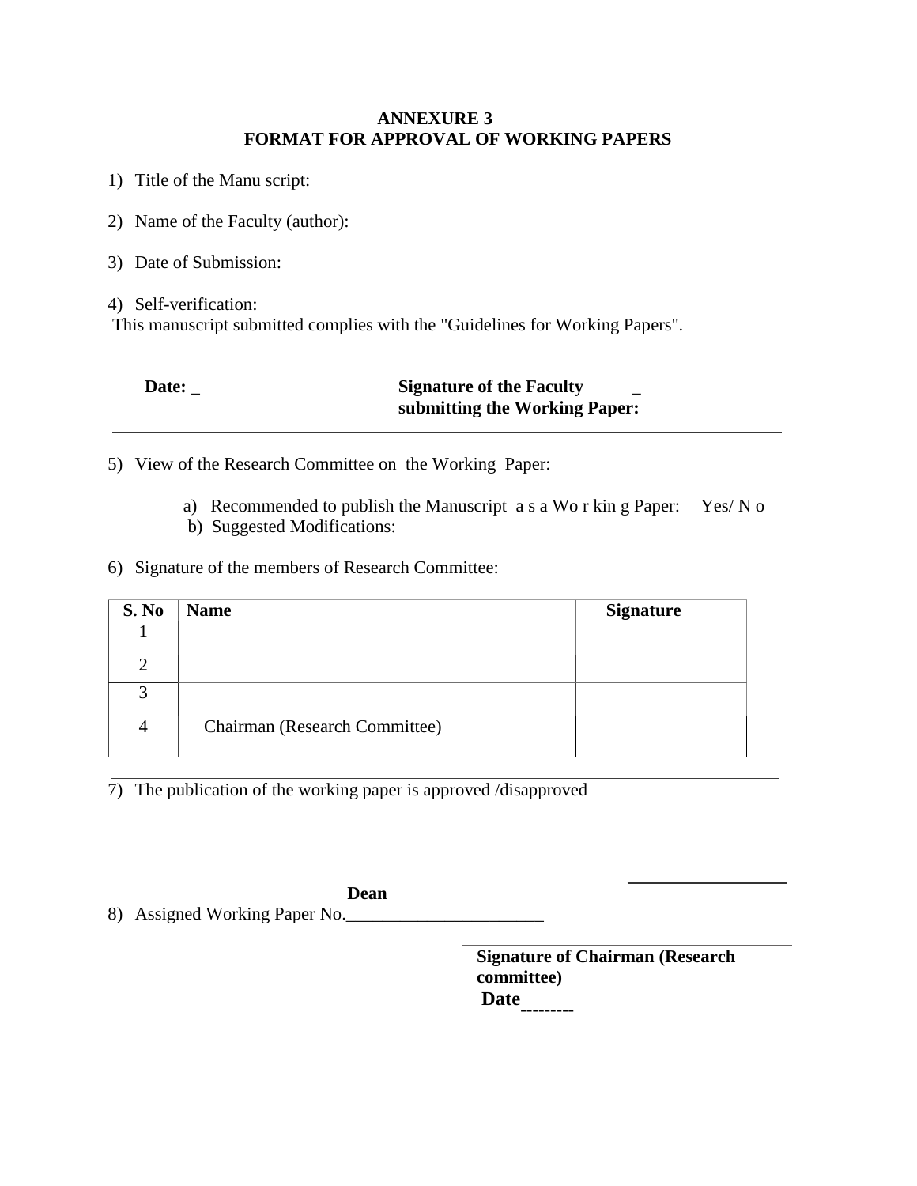**ANNEXURE 3**
**FORMAT FOR APPROVAL OF WORKING PAPERS**

1) Title of the Manu script:

2) Name of the Faculty (author):

3) Date of Submission:

4) Self-verification:
This manuscript submitted complies with the "Guidelines for Working Papers".

**Date:** _____________ **Signature of the Faculty submitting the Working Paper:** _________________

5) View of the Research Committee on the Working Paper:

   a) Recommended to publish the Manuscript a s a Wo r kin g Paper: Yes/ N o
   b) Suggested Modifications:

6) Signature of the members of Research Committee:

| S. No | Name | Signature |
|---|---|---|
| 1 | | |
| 2 | | |
| 3 | | |
| 4 | Chairman (Research Committee) | |

7) The publication of the working paper is approved /disapproved

**Dean**

8) Assigned Working Paper No.______________________

**Signature of Chairman (Research committee)**
**Date**---------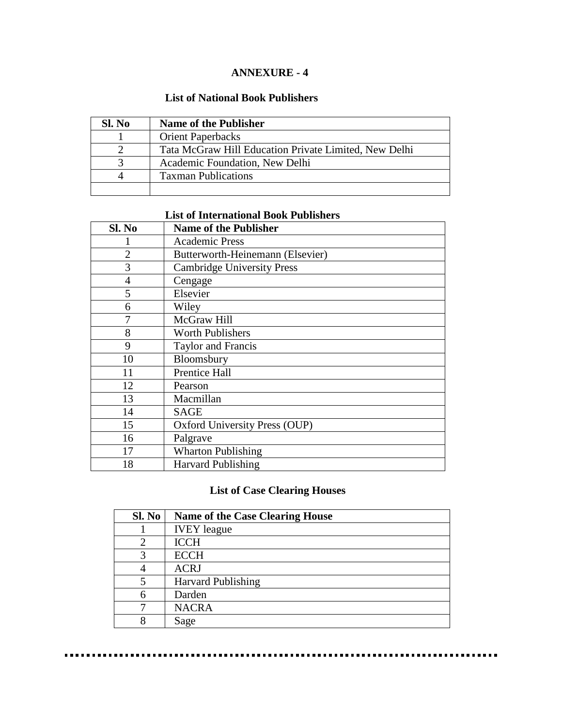## ANNEXURE - 4

### List of National Book Publishers

| Sl. No | Name of the Publisher |
|---|---|
| 1 | Orient Paperbacks |
| 2 | Tata McGraw Hill Education Private Limited, New Delhi |
| 3 | Academic Foundation, New Delhi |
| 4 | Taxman Publications |
| | |

### List of International Book Publishers

| Sl. No | Name of the Publisher |
|---|---|
| 1 | Academic Press |
| 2 | Butterworth-Heinemann (Elsevier) |
| 3 | Cambridge University Press |
| 4 | Cengage |
| 5 | Elsevier |
| 6 | Wiley |
| 7 | McGraw Hill |
| 8 | Worth Publishers |
| 9 | Taylor and Francis |
| 10 | Bloomsbury |
| 11 | Prentice Hall |
| 12 | Pearson |
| 13 | Macmillan |
| 14 | SAGE |
| 15 | Oxford University Press (OUP) |
| 16 | Palgrave |
| 17 | Wharton Publishing |
| 18 | Harvard Publishing |

### List of Case Clearing Houses

| Sl. No | Name of the Case Clearing House |
|---|---|
| 1 | IVEY league |
| 2 | ICCH |
| 3 | ECCH |
| 4 | ACRJ |
| 5 | Harvard Publishing |
| 6 | Darden |
| 7 | NACRA |
| 8 | Sage |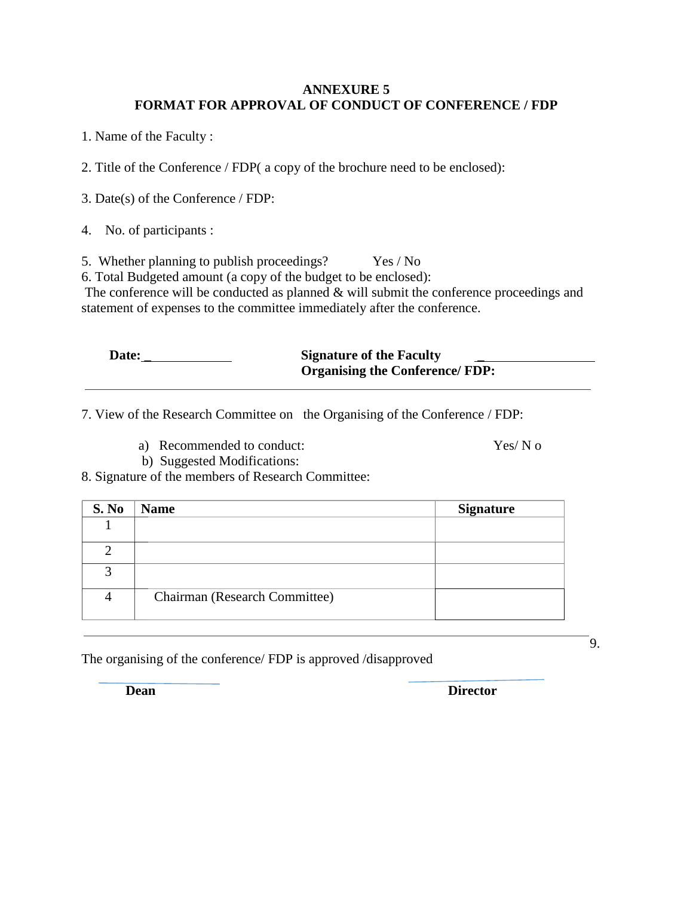**ANNEXURE 5**

**FORMAT FOR APPROVAL OF CONDUCT OF CONFERENCE / FDP**

1. Name of the Faculty :

2. Title of the Conference / FDP( a copy of the brochure need to be enclosed):

3. Date(s) of the Conference / FDP:

4. No. of participants :

5. Whether planning to publish proceedings? Yes / No

6. Total Budgeted amount (a copy of the budget to be enclosed):

The conference will be conducted as planned & will submit the conference proceedings and statement of expenses to the committee immediately after the conference.

**Date:** _____________ **Signature of the Faculty Organising the Conference/ FDP:** _________________

---

7. View of the Research Committee on the Organising of the Conference / FDP:

a) Recommended to conduct: Yes/ N o

b) Suggested Modifications:

8. Signature of the members of Research Committee:

| S. No | Name | Signature |
|---|---|---|
| 1 | | |
| 2 | | |
| 3 | | |
| 4 | Chairman (Research Committee) | |

---

9.

The organising of the conference/ FDP is approved /disapproved

**Dean** **Director**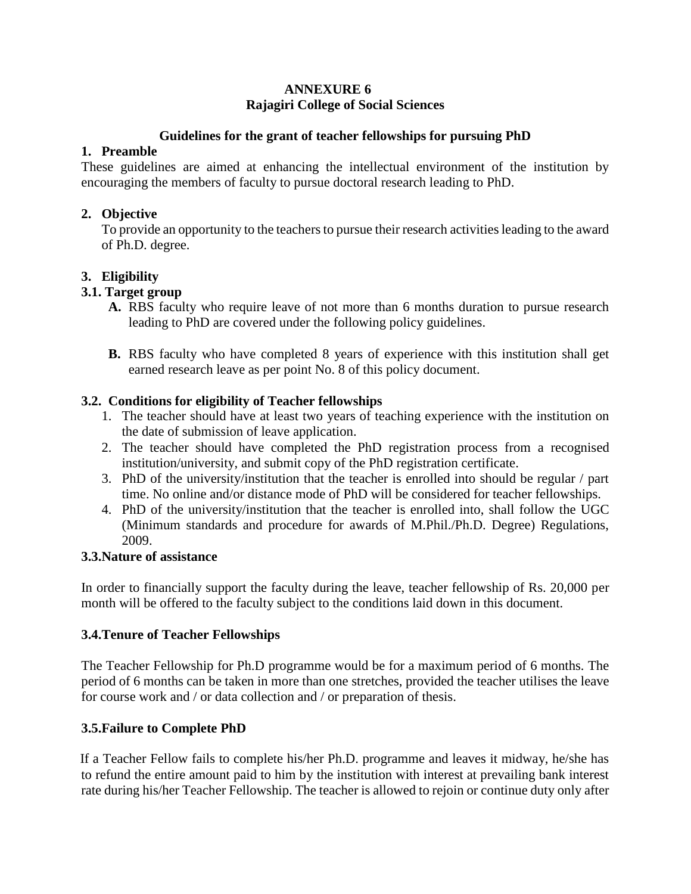**ANNEXURE 6**
**Rajagiri College of Social Sciences**

**Guidelines for the grant of teacher fellowships for pursuing PhD**

## 1. Preamble

These guidelines are aimed at enhancing the intellectual environment of the institution by encouraging the members of faculty to pursue doctoral research leading to PhD.

## 2. Objective

To provide an opportunity to the teachers to pursue their research activities leading to the award of Ph.D. degree.

## 3. Eligibility

### 3.1. Target group

**A.** RBS faculty who require leave of not more than 6 months duration to pursue research leading to PhD are covered under the following policy guidelines.

**B.** RBS faculty who have completed 8 years of experience with this institution shall get earned research leave as per point No. 8 of this policy document.

### 3.2. Conditions for eligibility of Teacher fellowships

1. The teacher should have at least two years of teaching experience with the institution on the date of submission of leave application.
2. The teacher should have completed the PhD registration process from a recognised institution/university, and submit copy of the PhD registration certificate.
3. PhD of the university/institution that the teacher is enrolled into should be regular / part time. No online and/or distance mode of PhD will be considered for teacher fellowships.
4. PhD of the university/institution that the teacher is enrolled into, shall follow the UGC (Minimum standards and procedure for awards of M.Phil./Ph.D. Degree) Regulations, 2009.

### 3.3. Nature of assistance

In order to financially support the faculty during the leave, teacher fellowship of Rs. 20,000 per month will be offered to the faculty subject to the conditions laid down in this document.

### 3.4. Tenure of Teacher Fellowships

The Teacher Fellowship for Ph.D programme would be for a maximum period of 6 months. The period of 6 months can be taken in more than one stretches, provided the teacher utilises the leave for course work and / or data collection and / or preparation of thesis.

### 3.5. Failure to Complete PhD

If a Teacher Fellow fails to complete his/her Ph.D. programme and leaves it midway, he/she has to refund the entire amount paid to him by the institution with interest at prevailing bank interest rate during his/her Teacher Fellowship. The teacher is allowed to rejoin or continue duty only after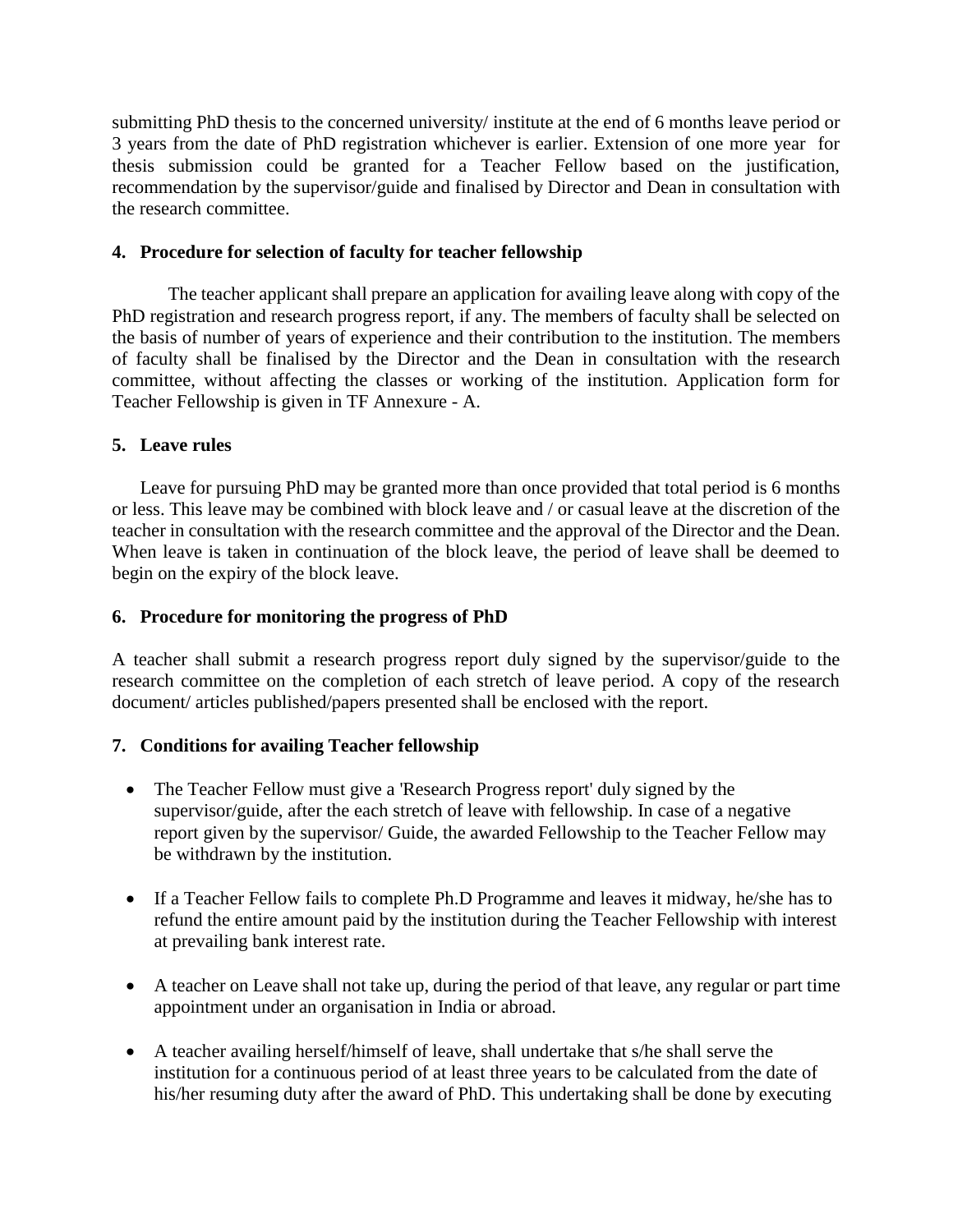submitting PhD thesis to the concerned university/ institute at the end of 6 months leave period or 3 years from the date of PhD registration whichever is earlier. Extension of one more year for thesis submission could be granted for a Teacher Fellow based on the justification, recommendation by the supervisor/guide and finalised by Director and Dean in consultation with the research committee.

**4. Procedure for selection of faculty for teacher fellowship**

The teacher applicant shall prepare an application for availing leave along with copy of the PhD registration and research progress report, if any. The members of faculty shall be selected on the basis of number of years of experience and their contribution to the institution. The members of faculty shall be finalised by the Director and the Dean in consultation with the research committee, without affecting the classes or working of the institution. Application form for Teacher Fellowship is given in TF Annexure - A.

**5. Leave rules**

Leave for pursuing PhD may be granted more than once provided that total period is 6 months or less. This leave may be combined with block leave and / or casual leave at the discretion of the teacher in consultation with the research committee and the approval of the Director and the Dean. When leave is taken in continuation of the block leave, the period of leave shall be deemed to begin on the expiry of the block leave.

**6. Procedure for monitoring the progress of PhD**

A teacher shall submit a research progress report duly signed by the supervisor/guide to the research committee on the completion of each stretch of leave period. A copy of the research document/ articles published/papers presented shall be enclosed with the report.

**7. Conditions for availing Teacher fellowship**

- The Teacher Fellow must give a 'Research Progress report' duly signed by the supervisor/guide, after the each stretch of leave with fellowship. In case of a negative report given by the supervisor/ Guide, the awarded Fellowship to the Teacher Fellow may be withdrawn by the institution.
- If a Teacher Fellow fails to complete Ph.D Programme and leaves it midway, he/she has to refund the entire amount paid by the institution during the Teacher Fellowship with interest at prevailing bank interest rate.
- A teacher on Leave shall not take up, during the period of that leave, any regular or part time appointment under an organisation in India or abroad.
- A teacher availing herself/himself of leave, shall undertake that s/he shall serve the institution for a continuous period of at least three years to be calculated from the date of his/her resuming duty after the award of PhD. This undertaking shall be done by executing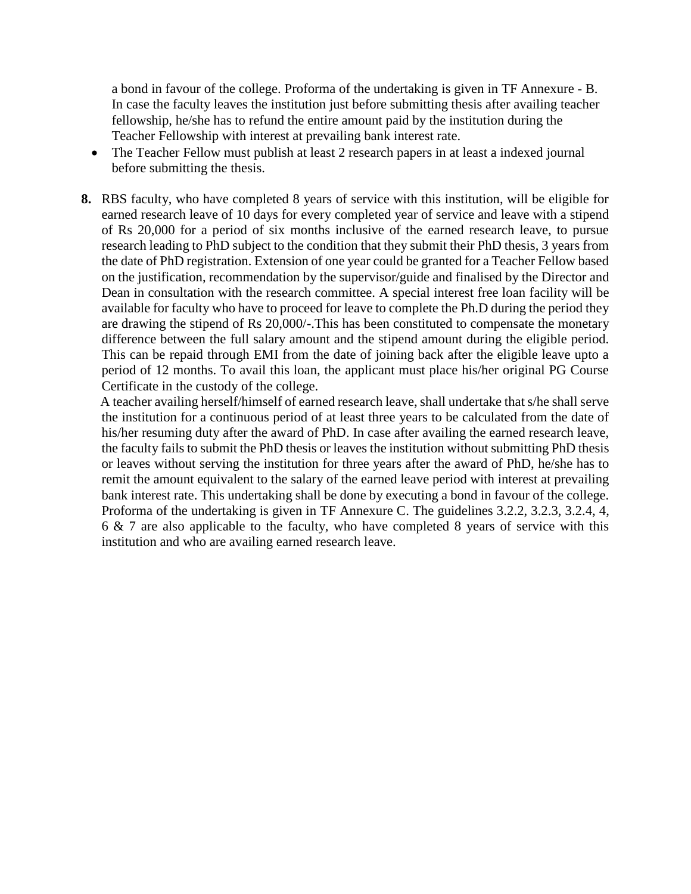a bond in favour of the college. Proforma of the undertaking is given in TF Annexure - B. In case the faculty leaves the institution just before submitting thesis after availing teacher fellowship, he/she has to refund the entire amount paid by the institution during the Teacher Fellowship with interest at prevailing bank interest rate.

- The Teacher Fellow must publish at least 2 research papers in at least a indexed journal before submitting the thesis.

**8.** RBS faculty, who have completed 8 years of service with this institution, will be eligible for earned research leave of 10 days for every completed year of service and leave with a stipend of Rs 20,000 for a period of six months inclusive of the earned research leave, to pursue research leading to PhD subject to the condition that they submit their PhD thesis, 3 years from the date of PhD registration. Extension of one year could be granted for a Teacher Fellow based on the justification, recommendation by the supervisor/guide and finalised by the Director and Dean in consultation with the research committee. A special interest free loan facility will be available for faculty who have to proceed for leave to complete the Ph.D during the period they are drawing the stipend of Rs 20,000/-.This has been constituted to compensate the monetary difference between the full salary amount and the stipend amount during the eligible period. This can be repaid through EMI from the date of joining back after the eligible leave upto a period of 12 months. To avail this loan, the applicant must place his/her original PG Course Certificate in the custody of the college.

A teacher availing herself/himself of earned research leave, shall undertake that s/he shall serve the institution for a continuous period of at least three years to be calculated from the date of his/her resuming duty after the award of PhD. In case after availing the earned research leave, the faculty fails to submit the PhD thesis or leaves the institution without submitting PhD thesis or leaves without serving the institution for three years after the award of PhD, he/she has to remit the amount equivalent to the salary of the earned leave period with interest at prevailing bank interest rate. This undertaking shall be done by executing a bond in favour of the college. Proforma of the undertaking is given in TF Annexure C. The guidelines 3.2.2, 3.2.3, 3.2.4, 4, 6 & 7 are also applicable to the faculty, who have completed 8 years of service with this institution and who are availing earned research leave.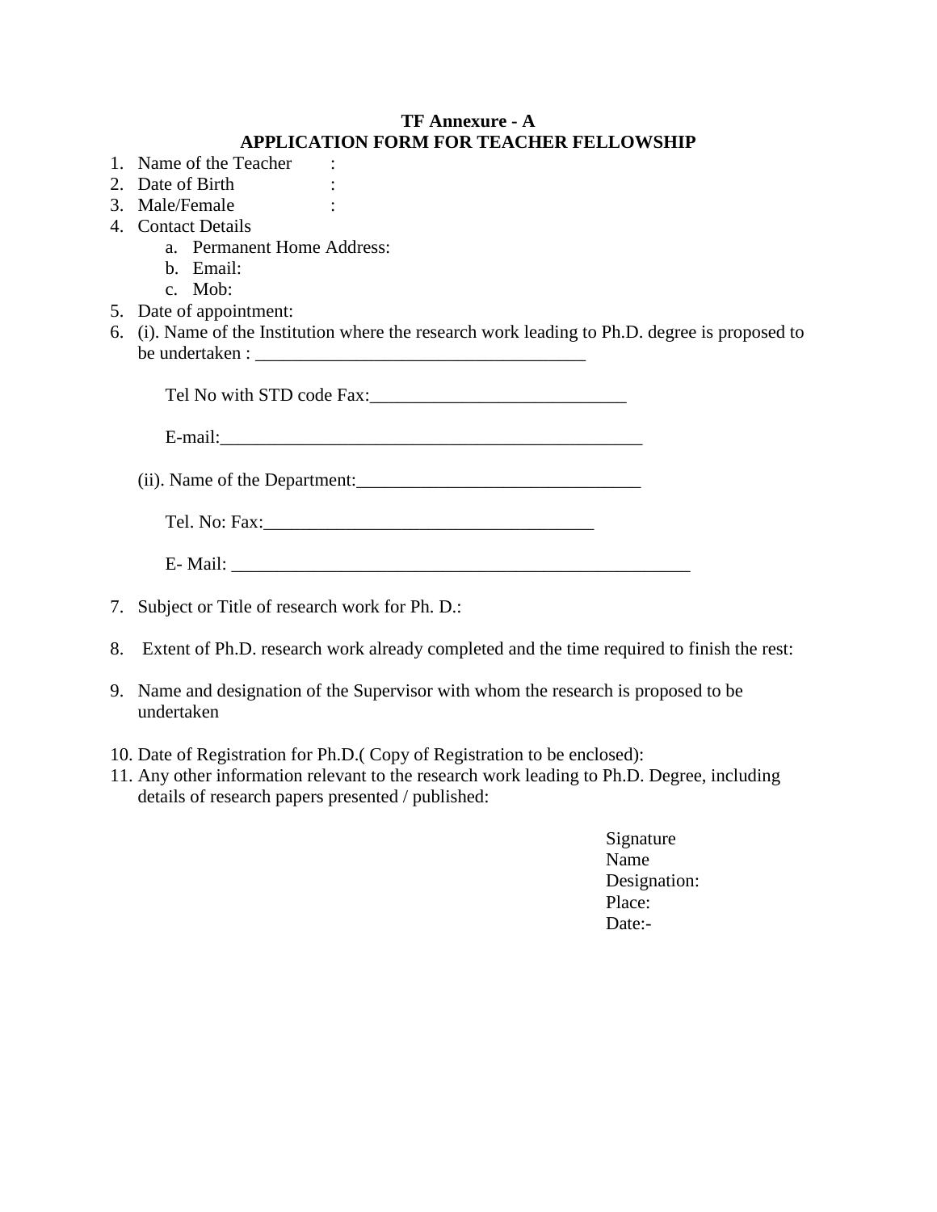**TF Annexure - A**

**APPLICATION FORM FOR TEACHER FELLOWSHIP**

1. Name of the Teacher :
2. Date of Birth :
3. Male/Female :
4. Contact Details
   a. Permanent Home Address:
   b. Email:
   c. Mob:
5. Date of appointment:
6. (i). Name of the Institution where the research work leading to Ph.D. degree is proposed to be undertaken : ____________________________________

   Tel No with STD code Fax:____________________________

   E-mail:________________________________________________

   (ii). Name of the Department:_______________________________

   Tel. No: Fax:____________________________________

   E- Mail: ____________________________________________________

7. Subject or Title of research work for Ph. D.:

8. Extent of Ph.D. research work already completed and the time required to finish the rest:

9. Name and designation of the Supervisor with whom the research is proposed to be undertaken

10. Date of Registration for Ph.D.( Copy of Registration to be enclosed):
11. Any other information relevant to the research work leading to Ph.D. Degree, including details of research papers presented / published:

Signature
Name
Designation:
Place:
Date:-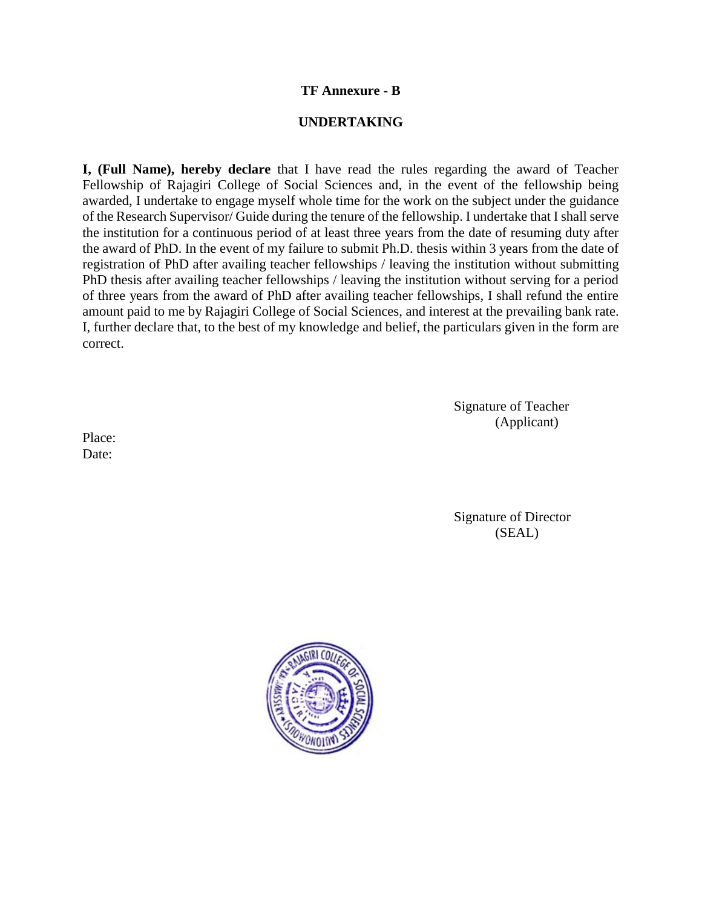**TF Annexure - B**

**UNDERTAKING**

**I, (Full Name), hereby declare** that I have read the rules regarding the award of Teacher Fellowship of Rajagiri College of Social Sciences and, in the event of the fellowship being awarded, I undertake to engage myself whole time for the work on the subject under the guidance of the Research Supervisor/ Guide during the tenure of the fellowship. I undertake that I shall serve the institution for a continuous period of at least three years from the date of resuming duty after the award of PhD. In the event of my failure to submit Ph.D. thesis within 3 years from the date of registration of PhD after availing teacher fellowships / leaving the institution without submitting PhD thesis after availing teacher fellowships / leaving the institution without serving for a period of three years from the award of PhD after availing teacher fellowships, I shall refund the entire amount paid to me by Rajagiri College of Social Sciences, and interest at the prevailing bank rate. I, further declare that, to the best of my knowledge and belief, the particulars given in the form are correct.

Signature of Teacher
(Applicant)

Place:
Date:

Signature of Director
(SEAL)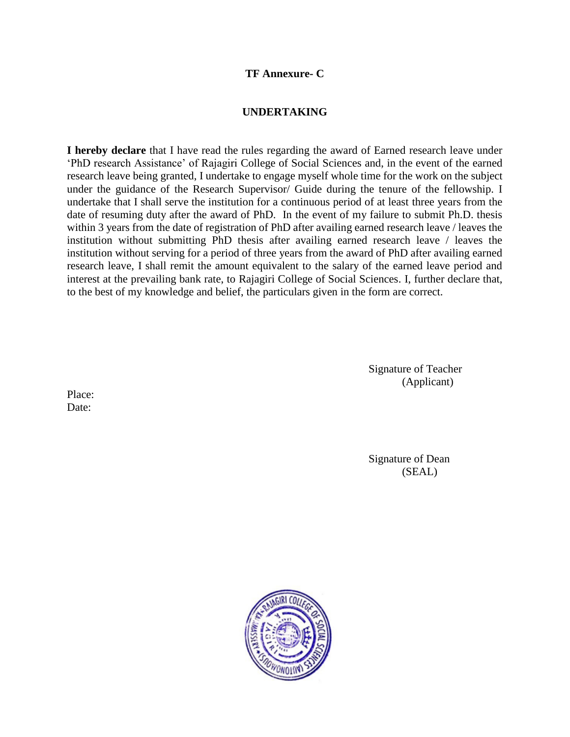**TF Annexure- C**

## UNDERTAKING

**I hereby declare** that I have read the rules regarding the award of Earned research leave under 'PhD research Assistance' of Rajagiri College of Social Sciences and, in the event of the earned research leave being granted, I undertake to engage myself whole time for the work on the subject under the guidance of the Research Supervisor/ Guide during the tenure of the fellowship. I undertake that I shall serve the institution for a continuous period of at least three years from the date of resuming duty after the award of PhD. In the event of my failure to submit Ph.D. thesis within 3 years from the date of registration of PhD after availing earned research leave / leaves the institution without submitting PhD thesis after availing earned research leave / leaves the institution without serving for a period of three years from the award of PhD after availing earned research leave, I shall remit the amount equivalent to the salary of the earned leave period and interest at the prevailing bank rate, to Rajagiri College of Social Sciences. I, further declare that, to the best of my knowledge and belief, the particulars given in the form are correct.

Signature of Teacher
(Applicant)

Place:
Date:

Signature of Dean
(SEAL)